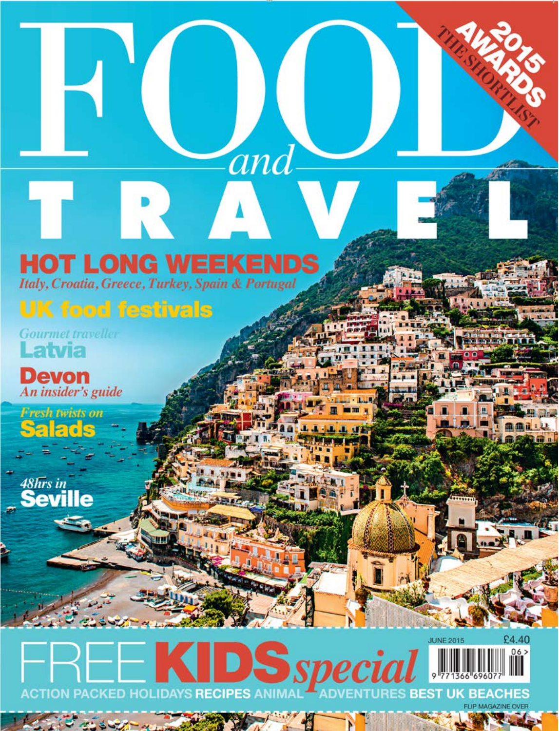# FOOD *and* TRAVEL

**2015 AWARDS**
THE SHORTLIST

## HOT LONG WEEKENDS
*Italy, Croatia, Greece, Turkey, Spain & Portugal*

## UK food festivals

*Gourmet traveller*
**Latvia**

**Devon**
*An insider's guide*

*Fresh twists on*
**Salads**

*48hrs in*
**Seville**

JUNE 2015 £4.40

## FREE **KIDS** *special*

ACTION PACKED HOLIDAYS **RECIPES** ANIMAL ADVENTURES **BEST UK BEACHES**

FLIP MAGAZINE OVER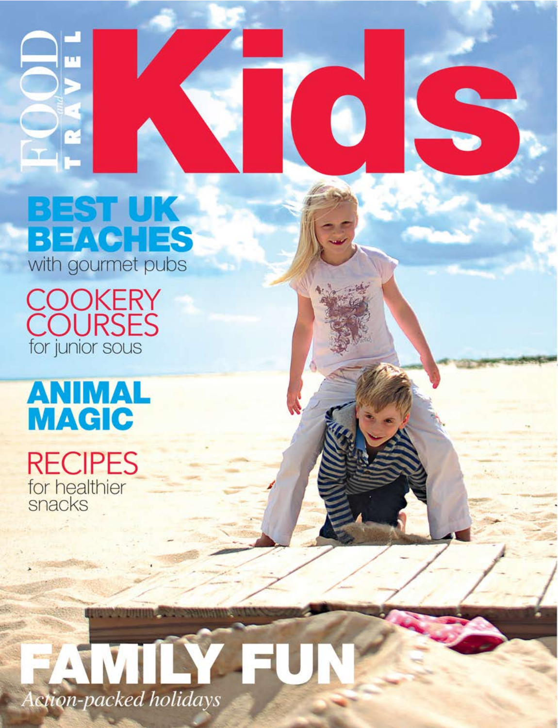# FOOD and TRAVEL Kids

## BEST UK BEACHES
with gourmet pubs

## COOKERY COURSES
for junior sous

## ANIMAL MAGIC

## RECIPES
for healthier snacks

# FAMILY FUN
*Action-packed holidays*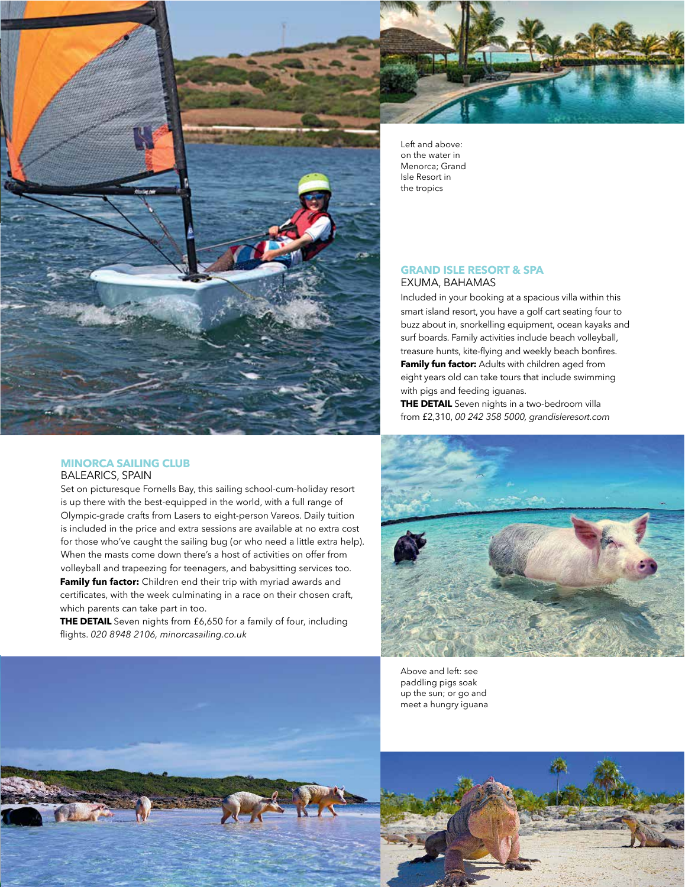Left and above: on the water in Menorca; Grand Isle Resort in the tropics

## GRAND ISLE RESORT & SPA

EXUMA, BAHAMAS

Included in your booking at a spacious villa within this smart island resort, you have a golf cart seating four to buzz about in, snorkelling equipment, ocean kayaks and surf boards. Family activities include beach volleyball, treasure hunts, kite-flying and weekly beach bonfires.

**Family fun factor:** Adults with children aged from eight years old can take tours that include swimming with pigs and feeding iguanas.

**THE DETAIL** Seven nights in a two-bedroom villa from £2,310, *00 242 358 5000, grandisleresort.com*

## MINORCA SAILING CLUB

BALEARICS, SPAIN

Set on picturesque Fornells Bay, this sailing school-cum-holiday resort is up there with the best-equipped in the world, with a full range of Olympic-grade crafts from Lasers to eight-person Vareos. Daily tuition is included in the price and extra sessions are available at no extra cost for those who've caught the sailing bug (or who need a little extra help). When the masts come down there's a host of activities on offer from volleyball and trapeezing for teenagers, and babysitting services too.

**Family fun factor:** Children end their trip with myriad awards and certificates, with the week culminating in a race on their chosen craft, which parents can take part in too.

**THE DETAIL** Seven nights from £6,650 for a family of four, including flights. *020 8948 2106, minorcasailing.co.uk*

Above and left: see paddling pigs soak up the sun; or go and meet a hungry iguana